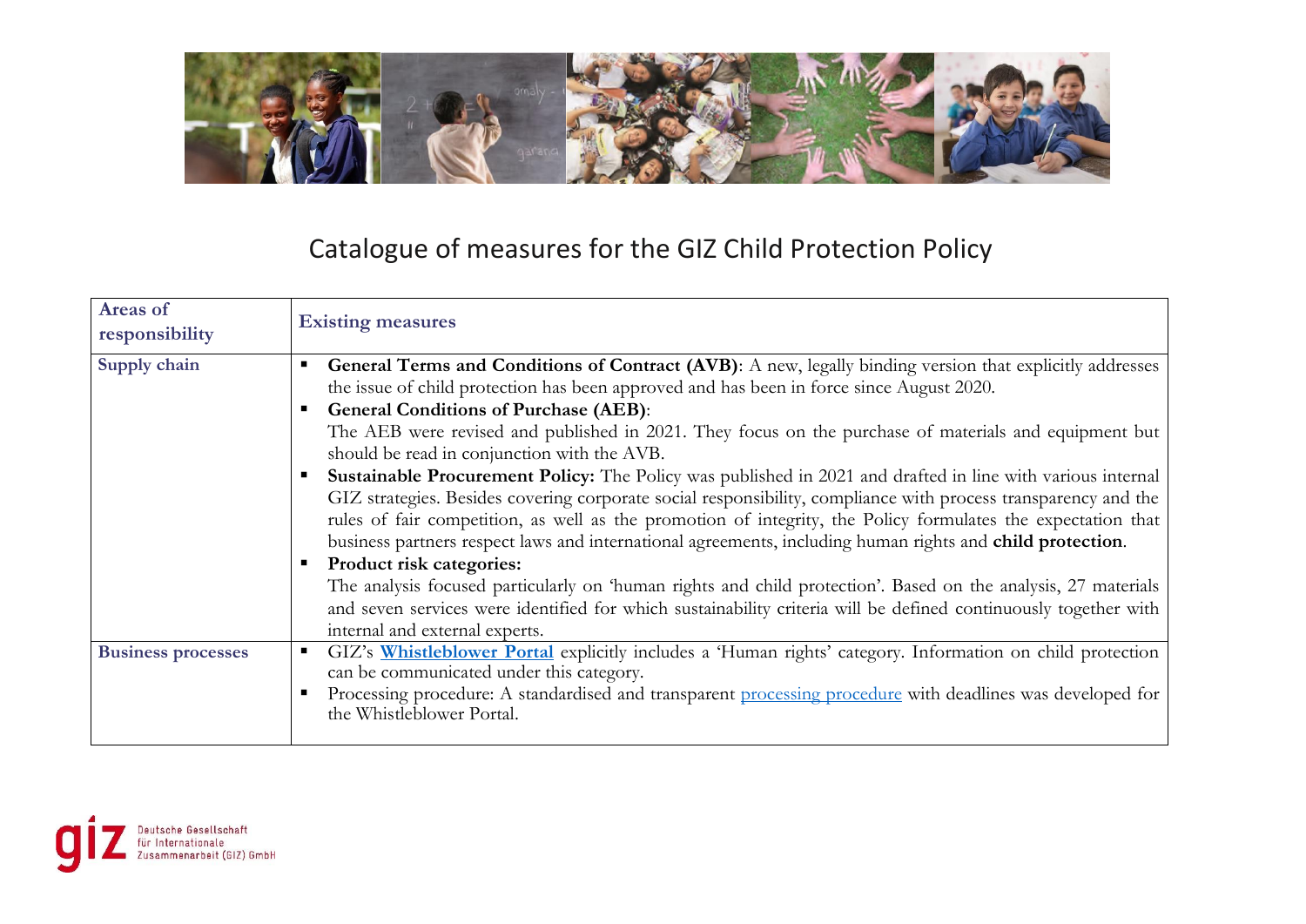# Catalogue of measures for the GIZ Child Protection Policy

| Areas of responsibility | Existing measures |
|---|---|
| **Supply chain** | ▪ **General Terms and Conditions of Contract (AVB)**: A new, legally binding version that explicitly addresses the issue of child protection has been approved and has been in force since August 2020.<br>▪ **General Conditions of Purchase (AEB)**:<br>The AEB were revised and published in 2021. They focus on the purchase of materials and equipment but should be read in conjunction with the AVB.<br>▪ **Sustainable Procurement Policy:** The Policy was published in 2021 and drafted in line with various internal GIZ strategies. Besides covering corporate social responsibility, compliance with process transparency and the rules of fair competition, as well as the promotion of integrity, the Policy formulates the expectation that business partners respect laws and international agreements, including human rights and **child protection**.<br>▪ **Product risk categories:**<br>The analysis focused particularly on 'human rights and child protection'. Based on the analysis, 27 materials and seven services were identified for which sustainability criteria will be defined continuously together with internal and external experts. |
| **Business processes** | ▪ GIZ's **Whistleblower Portal** explicitly includes a 'Human rights' category. Information on child protection can be communicated under this category.<br>▪ Processing procedure: A standardised and transparent processing procedure with deadlines was developed for the Whistleblower Portal. |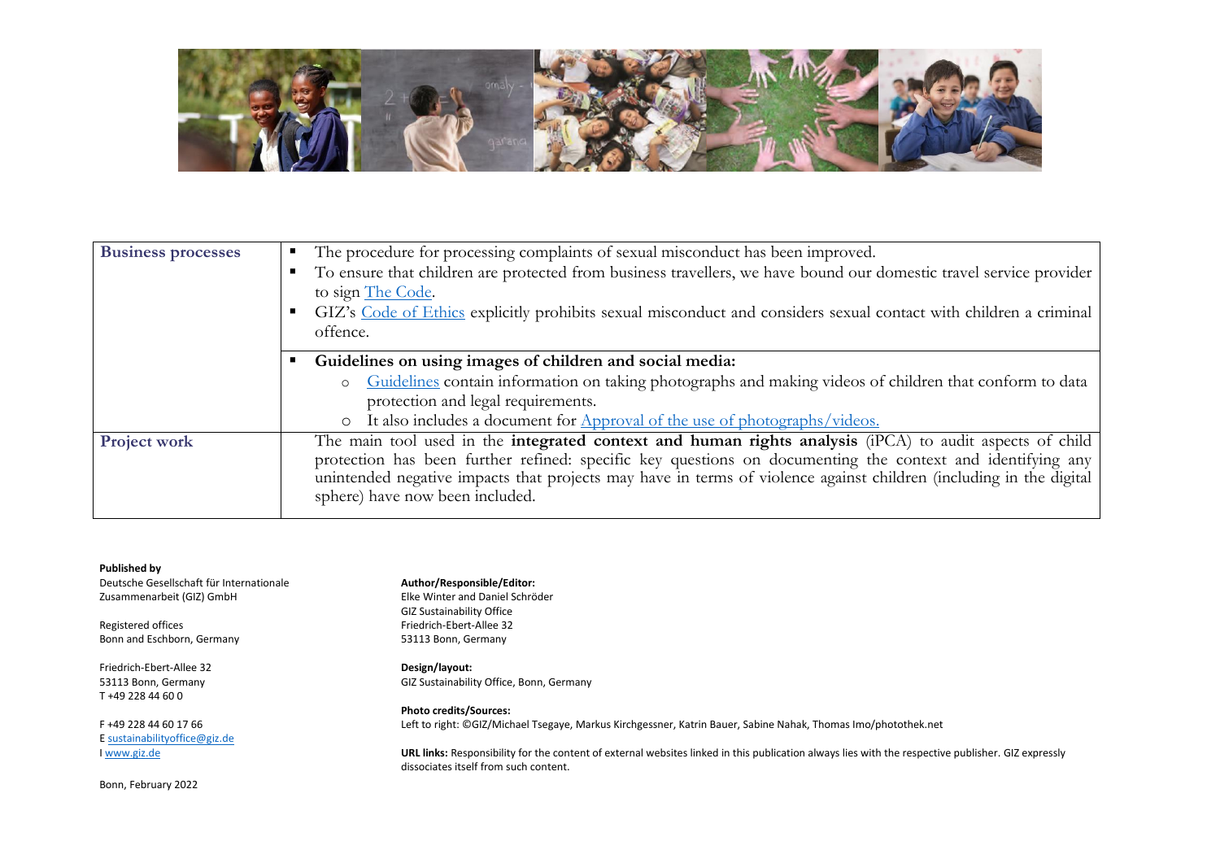| | |
|---|---|
| **Business processes** | ▪ The procedure for processing complaints of sexual misconduct has been improved.<br>▪ To ensure that children are protected from business travellers, we have bound our domestic travel service provider to sign The Code.<br>▪ GIZ's Code of Ethics explicitly prohibits sexual misconduct and considers sexual contact with children a criminal offence. |
| | ▪ **Guidelines on using images of children and social media:**<br>  ○ Guidelines contain information on taking photographs and making videos of children that conform to data protection and legal requirements.<br>  ○ It also includes a document for Approval of the use of photographs/videos. |
| **Project work** | The main tool used in the **integrated context and human rights analysis** (iPCA) to audit aspects of child protection has been further refined: specific key questions on documenting the context and identifying any unintended negative impacts that projects may have in terms of violence against children (including in the digital sphere) have now been included. |

**Published by**
Deutsche Gesellschaft für Internationale Zusammenarbeit (GIZ) GmbH

Registered offices
Bonn and Eschborn, Germany

Friedrich-Ebert-Allee 32
53113 Bonn, Germany
T +49 228 44 60 0

F +49 228 44 60 17 66
E sustainabilityoffice@giz.de
I www.giz.de

Bonn, February 2022

**Author/Responsible/Editor:**
Elke Winter and Daniel Schröder
GIZ Sustainability Office
Friedrich-Ebert-Allee 32
53113 Bonn, Germany

**Design/layout:**
GIZ Sustainability Office, Bonn, Germany

**Photo credits/Sources:**
Left to right: ©GIZ/Michael Tsegaye, Markus Kirchgessner, Katrin Bauer, Sabine Nahak, Thomas Imo/photothek.net

**URL links:** Responsibility for the content of external websites linked in this publication always lies with the respective publisher. GIZ expressly dissociates itself from such content.